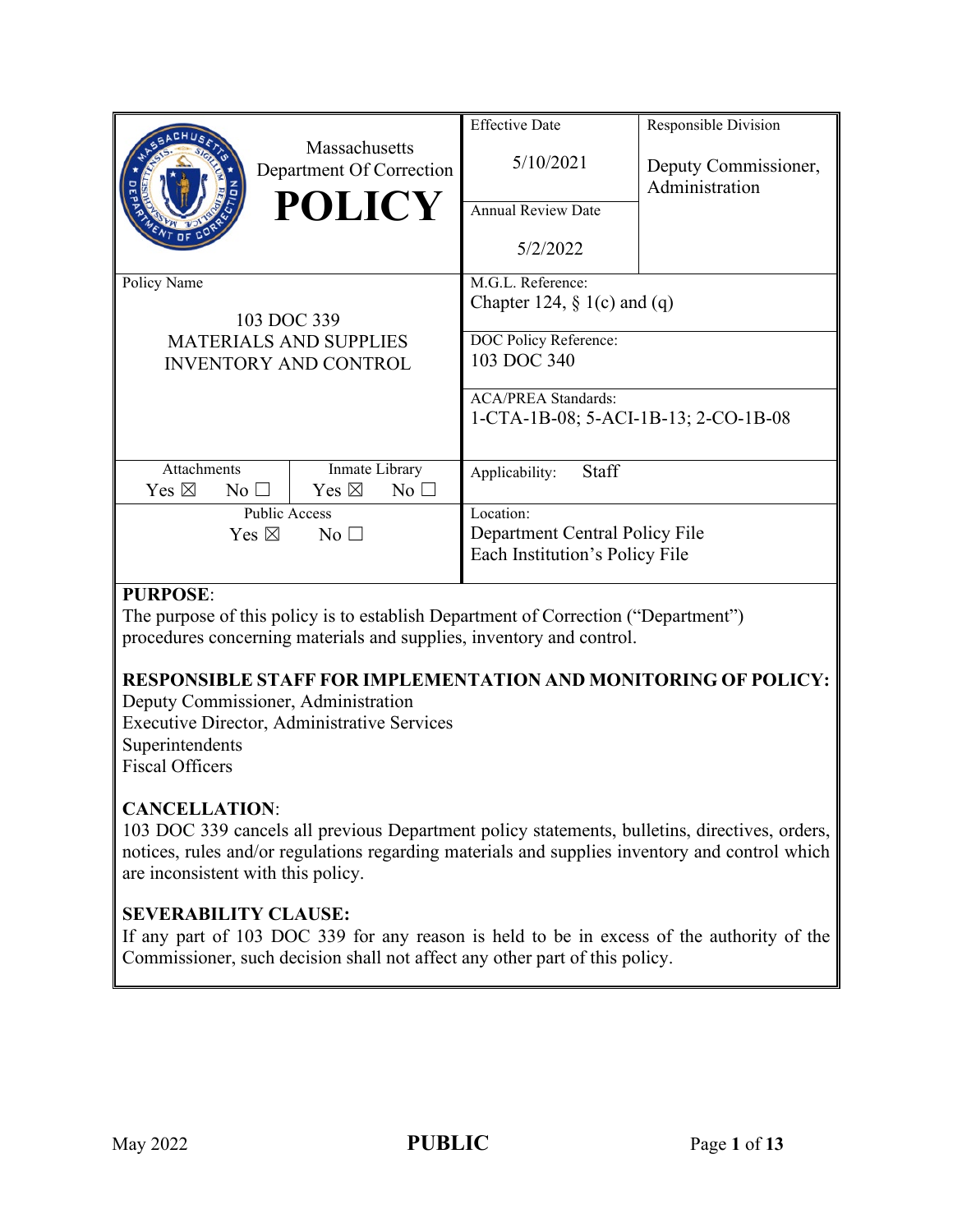| Massachusetts Department Of Correction **POLICY** | Effective Date 5/10/2021 | Responsible Division Deputy Commissioner, Administration |
| --- | --- | --- |
| | Annual Review Date 5/2/2022 | |
| Policy Name 103 DOC 339 MATERIALS AND SUPPLIES INVENTORY AND CONTROL | M.G.L. Reference: Chapter 124, § 1(c) and (q) | |
| | DOC Policy Reference: 103 DOC 340 | |
| | ACA/PREA Standards: 1-CTA-1B-08; 5-ACI-1B-13; 2-CO-1B-08 | |
| Attachments: Yes ☒ No ☐ / Inmate Library: Yes ☒ No ☐ | Applicability: Staff | |
| Public Access: Yes ☒ No ☐ | Location: Department Central Policy File; Each Institution's Policy File | |

**PURPOSE**:
The purpose of this policy is to establish Department of Correction ("Department") procedures concerning materials and supplies, inventory and control.

**RESPONSIBLE STAFF FOR IMPLEMENTATION AND MONITORING OF POLICY:**
Deputy Commissioner, Administration
Executive Director, Administrative Services
Superintendents
Fiscal Officers

**CANCELLATION**:
103 DOC 339 cancels all previous Department policy statements, bulletins, directives, orders, notices, rules and/or regulations regarding materials and supplies inventory and control which are inconsistent with this policy.

**SEVERABILITY CLAUSE:**
If any part of 103 DOC 339 for any reason is held to be in excess of the authority of the Commissioner, such decision shall not affect any other part of this policy.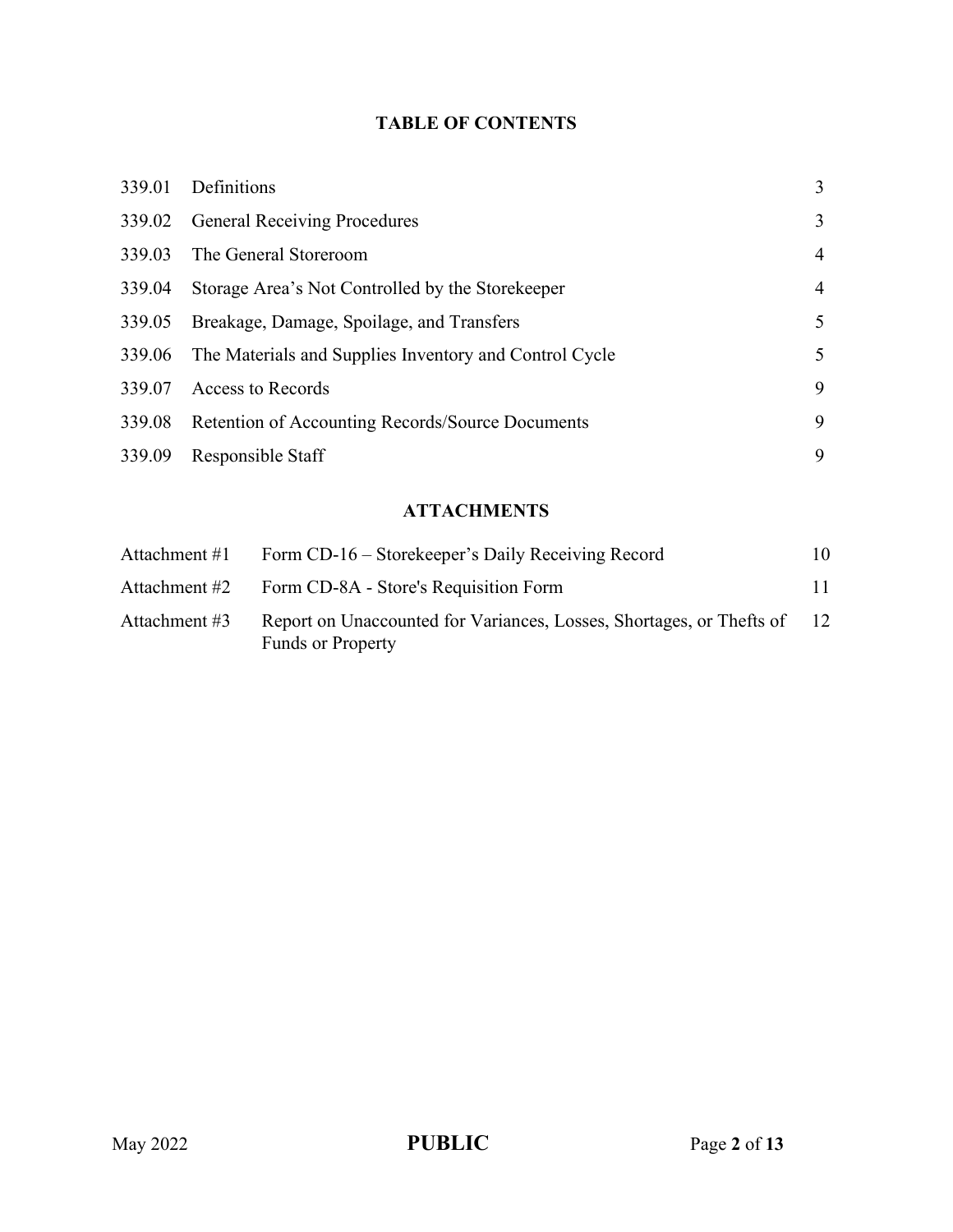## TABLE OF CONTENTS

| | | |
|---|---|---|
| 339.01 | Definitions | 3 |
| 339.02 | General Receiving Procedures | 3 |
| 339.03 | The General Storeroom | 4 |
| 339.04 | Storage Area's Not Controlled by the Storekeeper | 4 |
| 339.05 | Breakage, Damage, Spoilage, and Transfers | 5 |
| 339.06 | The Materials and Supplies Inventory and Control Cycle | 5 |
| 339.07 | Access to Records | 9 |
| 339.08 | Retention of Accounting Records/Source Documents | 9 |
| 339.09 | Responsible Staff | 9 |

## ATTACHMENTS

| | | |
|---|---|---|
| Attachment #1 | Form CD-16 – Storekeeper's Daily Receiving Record | 10 |
| Attachment #2 | Form CD-8A - Store's Requisition Form | 11 |
| Attachment #3 | Report on Unaccounted for Variances, Losses, Shortages, or Thefts of Funds or Property | 12 |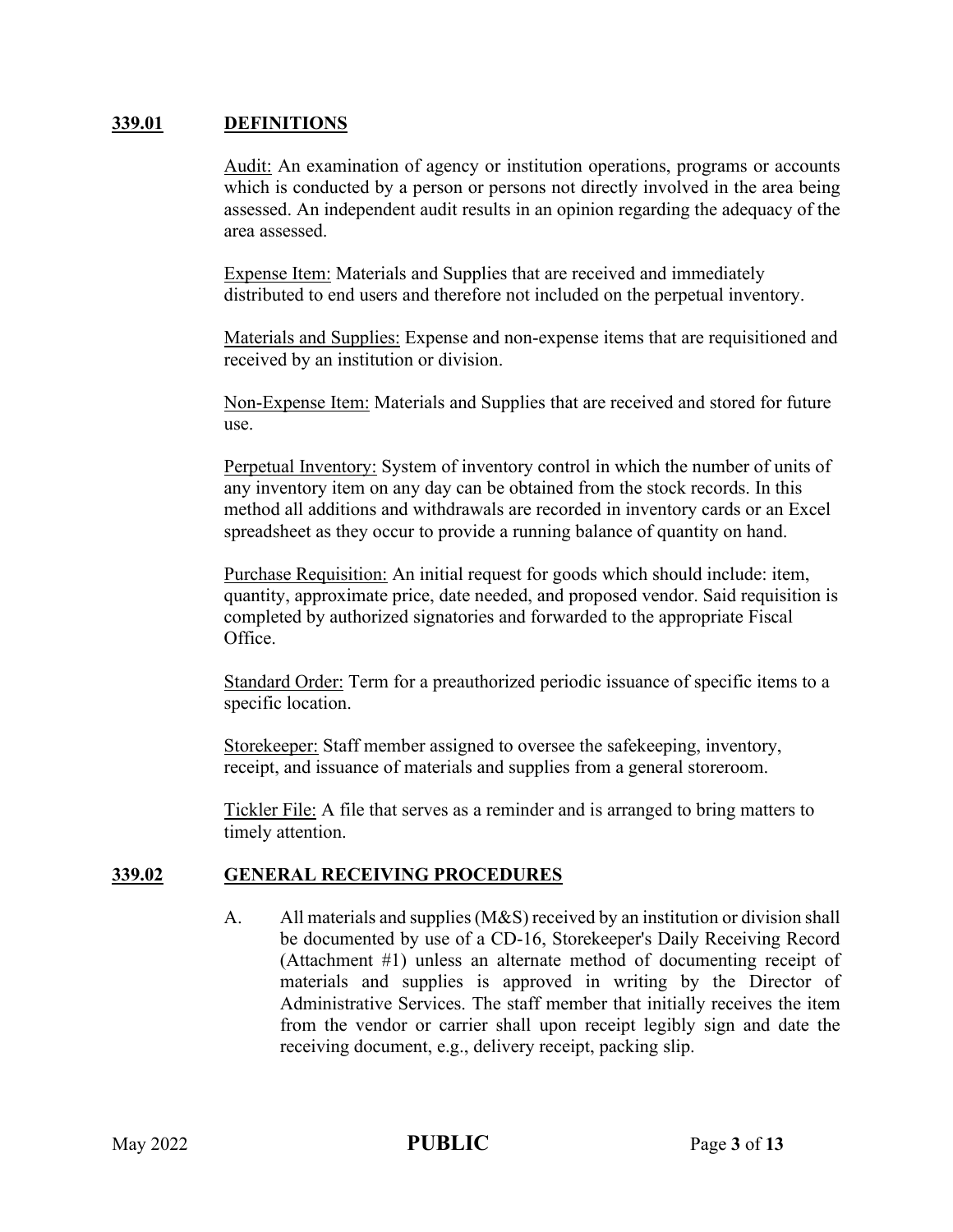## 339.01 DEFINITIONS

Audit: An examination of agency or institution operations, programs or accounts which is conducted by a person or persons not directly involved in the area being assessed. An independent audit results in an opinion regarding the adequacy of the area assessed.

Expense Item: Materials and Supplies that are received and immediately distributed to end users and therefore not included on the perpetual inventory.

Materials and Supplies: Expense and non-expense items that are requisitioned and received by an institution or division.

Non-Expense Item: Materials and Supplies that are received and stored for future use.

Perpetual Inventory: System of inventory control in which the number of units of any inventory item on any day can be obtained from the stock records. In this method all additions and withdrawals are recorded in inventory cards or an Excel spreadsheet as they occur to provide a running balance of quantity on hand.

Purchase Requisition: An initial request for goods which should include: item, quantity, approximate price, date needed, and proposed vendor. Said requisition is completed by authorized signatories and forwarded to the appropriate Fiscal Office.

Standard Order: Term for a preauthorized periodic issuance of specific items to a specific location.

Storekeeper: Staff member assigned to oversee the safekeeping, inventory, receipt, and issuance of materials and supplies from a general storeroom.

Tickler File: A file that serves as a reminder and is arranged to bring matters to timely attention.

## 339.02 GENERAL RECEIVING PROCEDURES

A. All materials and supplies (M&S) received by an institution or division shall be documented by use of a CD-16, Storekeeper's Daily Receiving Record (Attachment #1) unless an alternate method of documenting receipt of materials and supplies is approved in writing by the Director of Administrative Services. The staff member that initially receives the item from the vendor or carrier shall upon receipt legibly sign and date the receiving document, e.g., delivery receipt, packing slip.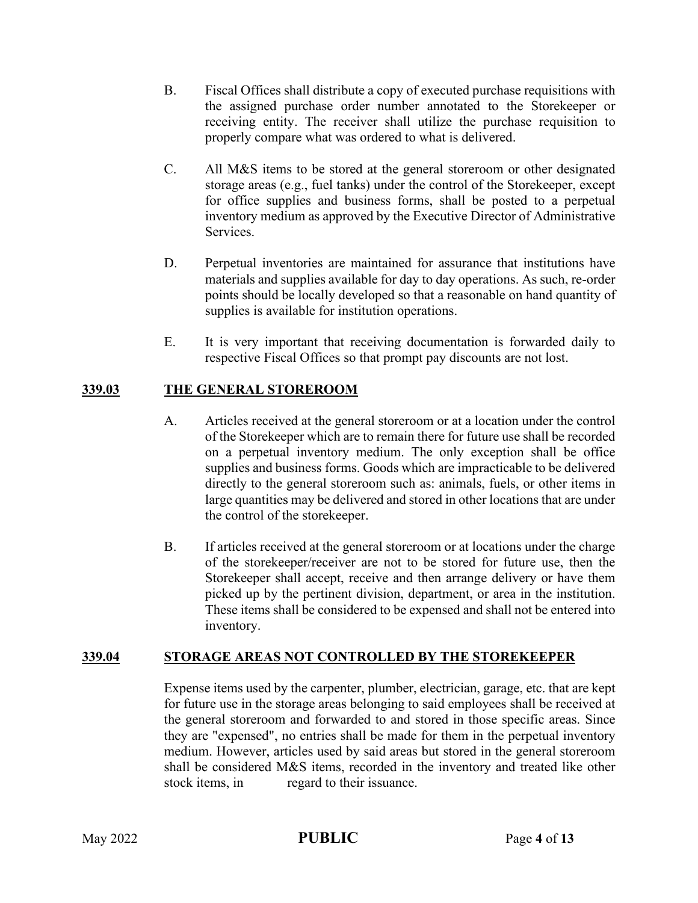B. Fiscal Offices shall distribute a copy of executed purchase requisitions with the assigned purchase order number annotated to the Storekeeper or receiving entity. The receiver shall utilize the purchase requisition to properly compare what was ordered to what is delivered.

C. All M&S items to be stored at the general storeroom or other designated storage areas (e.g., fuel tanks) under the control of the Storekeeper, except for office supplies and business forms, shall be posted to a perpetual inventory medium as approved by the Executive Director of Administrative Services.

D. Perpetual inventories are maintained for assurance that institutions have materials and supplies available for day to day operations. As such, re-order points should be locally developed so that a reasonable on hand quantity of supplies is available for institution operations.

E. It is very important that receiving documentation is forwarded daily to respective Fiscal Offices so that prompt pay discounts are not lost.

## 339.03 THE GENERAL STOREROOM

A. Articles received at the general storeroom or at a location under the control of the Storekeeper which are to remain there for future use shall be recorded on a perpetual inventory medium. The only exception shall be office supplies and business forms. Goods which are impracticable to be delivered directly to the general storeroom such as: animals, fuels, or other items in large quantities may be delivered and stored in other locations that are under the control of the storekeeper.

B. If articles received at the general storeroom or at locations under the charge of the storekeeper/receiver are not to be stored for future use, then the Storekeeper shall accept, receive and then arrange delivery or have them picked up by the pertinent division, department, or area in the institution. These items shall be considered to be expensed and shall not be entered into inventory.

## 339.04 STORAGE AREAS NOT CONTROLLED BY THE STOREKEEPER

Expense items used by the carpenter, plumber, electrician, garage, etc. that are kept for future use in the storage areas belonging to said employees shall be received at the general storeroom and forwarded to and stored in those specific areas. Since they are "expensed", no entries shall be made for them in the perpetual inventory medium. However, articles used by said areas but stored in the general storeroom shall be considered M&S items, recorded in the inventory and treated like other stock items, in regard to their issuance.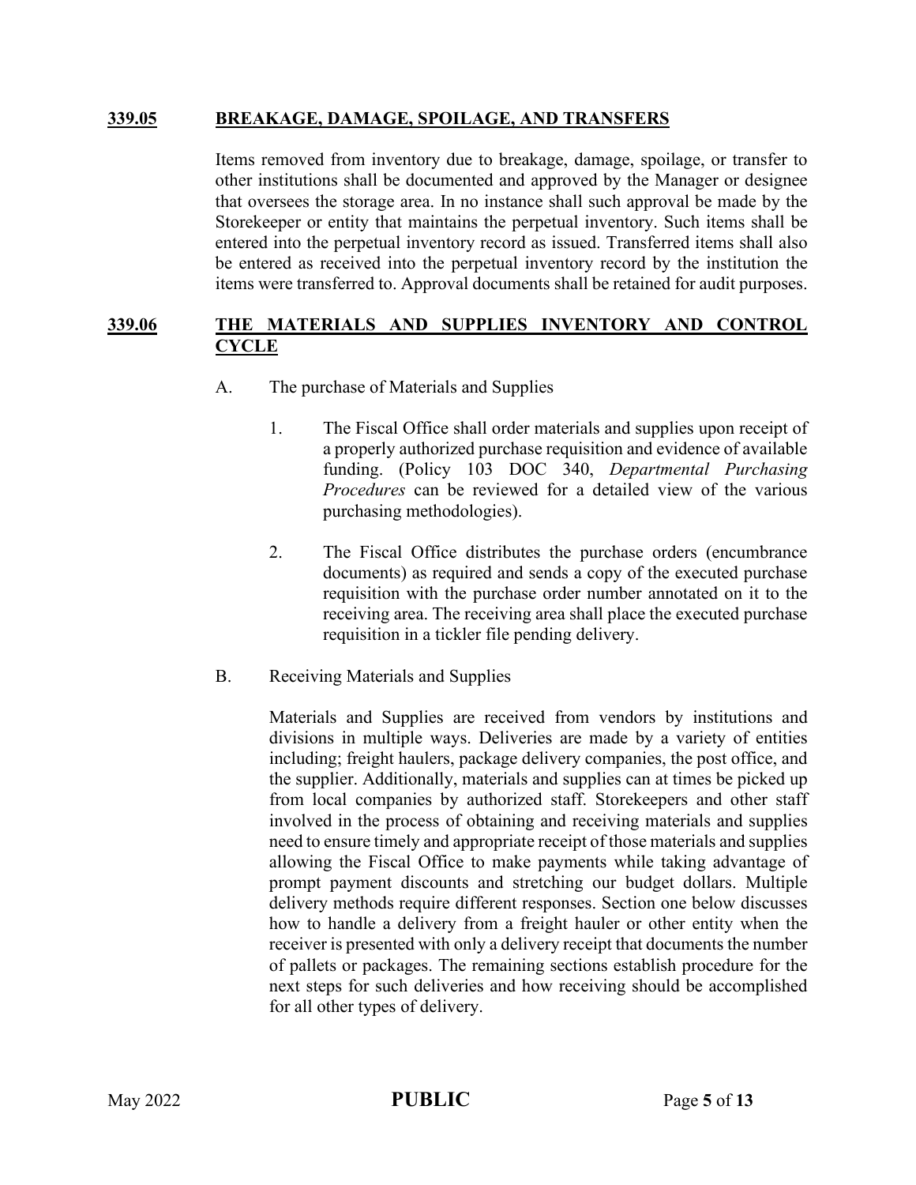## **339.05 BREAKAGE, DAMAGE, SPOILAGE, AND TRANSFERS**

Items removed from inventory due to breakage, damage, spoilage, or transfer to other institutions shall be documented and approved by the Manager or designee that oversees the storage area. In no instance shall such approval be made by the Storekeeper or entity that maintains the perpetual inventory. Such items shall be entered into the perpetual inventory record as issued. Transferred items shall also be entered as received into the perpetual inventory record by the institution the items were transferred to. Approval documents shall be retained for audit purposes.

## **339.06 THE MATERIALS AND SUPPLIES INVENTORY AND CONTROL CYCLE**

A. The purchase of Materials and Supplies

1. The Fiscal Office shall order materials and supplies upon receipt of a properly authorized purchase requisition and evidence of available funding. (Policy 103 DOC 340, *Departmental Purchasing Procedures* can be reviewed for a detailed view of the various purchasing methodologies).

2. The Fiscal Office distributes the purchase orders (encumbrance documents) as required and sends a copy of the executed purchase requisition with the purchase order number annotated on it to the receiving area. The receiving area shall place the executed purchase requisition in a tickler file pending delivery.

B. Receiving Materials and Supplies

Materials and Supplies are received from vendors by institutions and divisions in multiple ways. Deliveries are made by a variety of entities including; freight haulers, package delivery companies, the post office, and the supplier. Additionally, materials and supplies can at times be picked up from local companies by authorized staff. Storekeepers and other staff involved in the process of obtaining and receiving materials and supplies need to ensure timely and appropriate receipt of those materials and supplies allowing the Fiscal Office to make payments while taking advantage of prompt payment discounts and stretching our budget dollars. Multiple delivery methods require different responses. Section one below discusses how to handle a delivery from a freight hauler or other entity when the receiver is presented with only a delivery receipt that documents the number of pallets or packages. The remaining sections establish procedure for the next steps for such deliveries and how receiving should be accomplished for all other types of delivery.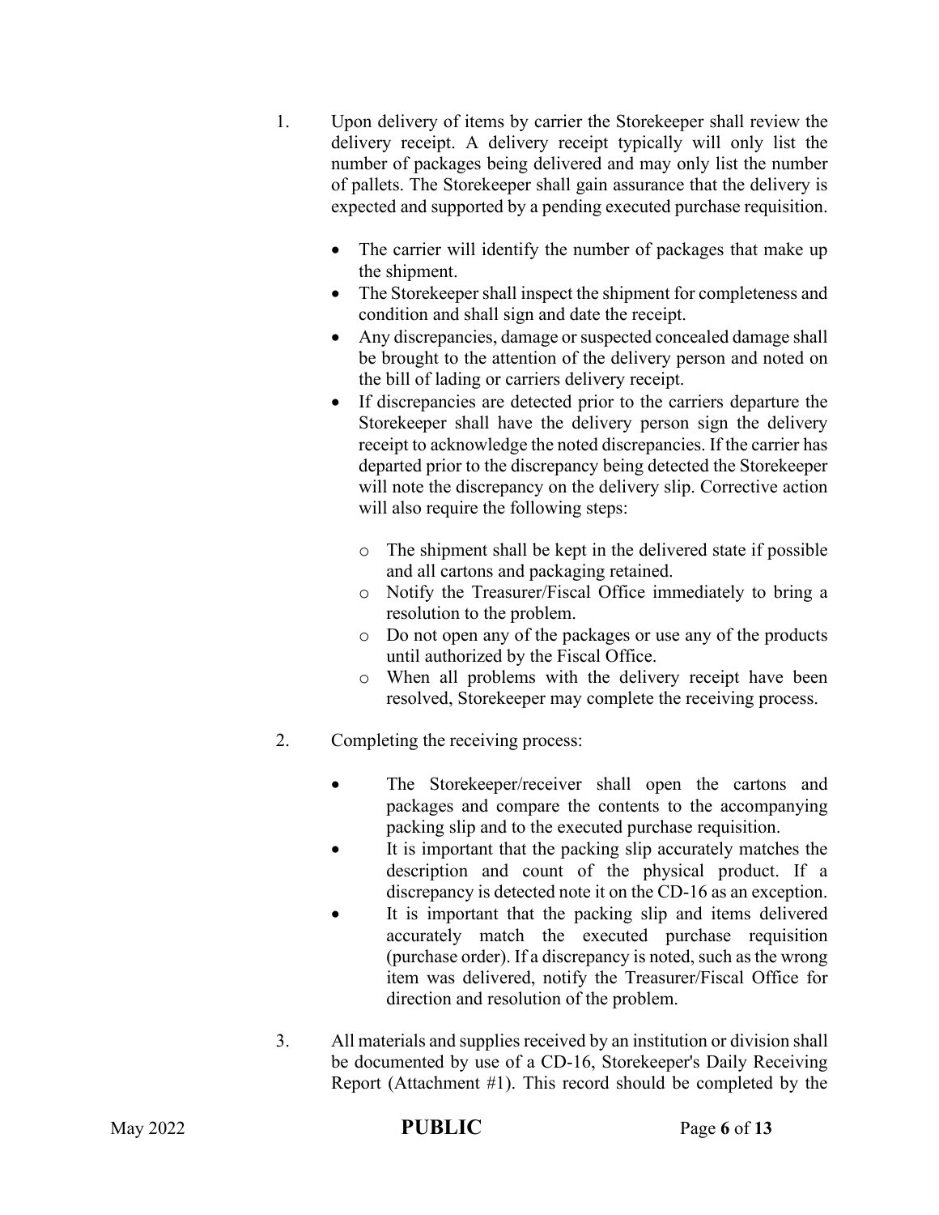1. Upon delivery of items by carrier the Storekeeper shall review the delivery receipt. A delivery receipt typically will only list the number of packages being delivered and may only list the number of pallets. The Storekeeper shall gain assurance that the delivery is expected and supported by a pending executed purchase requisition.

   - The carrier will identify the number of packages that make up the shipment.
   - The Storekeeper shall inspect the shipment for completeness and condition and shall sign and date the receipt.
   - Any discrepancies, damage or suspected concealed damage shall be brought to the attention of the delivery person and noted on the bill of lading or carriers delivery receipt.
   - If discrepancies are detected prior to the carriers departure the Storekeeper shall have the delivery person sign the delivery receipt to acknowledge the noted discrepancies. If the carrier has departed prior to the discrepancy being detected the Storekeeper will note the discrepancy on the delivery slip. Corrective action will also require the following steps:

     - The shipment shall be kept in the delivered state if possible and all cartons and packaging retained.
     - Notify the Treasurer/Fiscal Office immediately to bring a resolution to the problem.
     - Do not open any of the packages or use any of the products until authorized by the Fiscal Office.
     - When all problems with the delivery receipt have been resolved, Storekeeper may complete the receiving process.

2. Completing the receiving process:

   - The Storekeeper/receiver shall open the cartons and packages and compare the contents to the accompanying packing slip and to the executed purchase requisition.
   - It is important that the packing slip accurately matches the description and count of the physical product. If a discrepancy is detected note it on the CD-16 as an exception.
   - It is important that the packing slip and items delivered accurately match the executed purchase requisition (purchase order). If a discrepancy is noted, such as the wrong item was delivered, notify the Treasurer/Fiscal Office for direction and resolution of the problem.

3. All materials and supplies received by an institution or division shall be documented by use of a CD-16, Storekeeper's Daily Receiving Report (Attachment #1). This record should be completed by the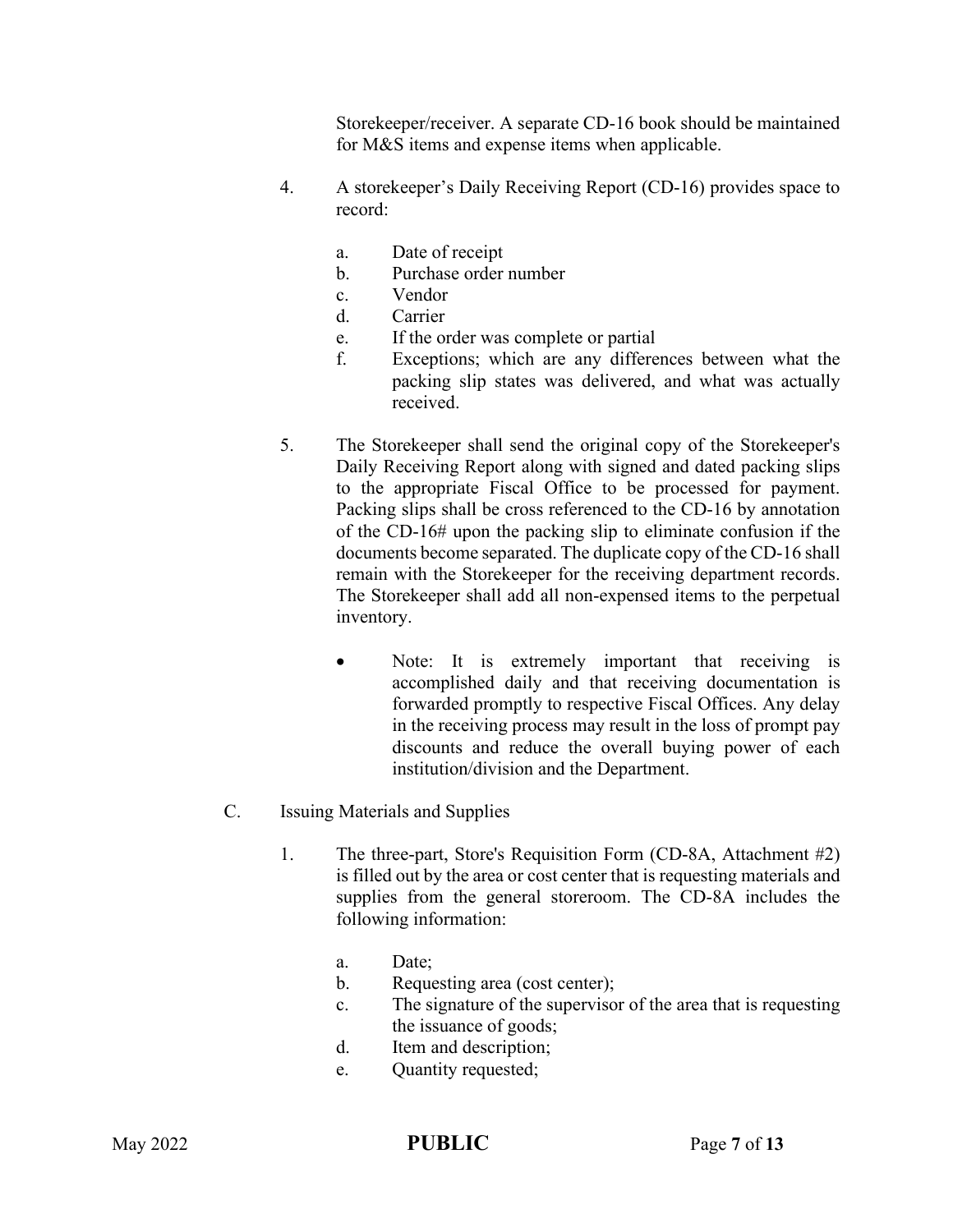Storekeeper/receiver. A separate CD-16 book should be maintained for M&S items and expense items when applicable.

4. A storekeeper's Daily Receiving Report (CD-16) provides space to record:

   a. Date of receipt
   b. Purchase order number
   c. Vendor
   d. Carrier
   e. If the order was complete or partial
   f. Exceptions; which are any differences between what the packing slip states was delivered, and what was actually received.

5. The Storekeeper shall send the original copy of the Storekeeper's Daily Receiving Report along with signed and dated packing slips to the appropriate Fiscal Office to be processed for payment. Packing slips shall be cross referenced to the CD-16 by annotation of the CD-16# upon the packing slip to eliminate confusion if the documents become separated. The duplicate copy of the CD-16 shall remain with the Storekeeper for the receiving department records. The Storekeeper shall add all non-expensed items to the perpetual inventory.

   - Note: It is extremely important that receiving is accomplished daily and that receiving documentation is forwarded promptly to respective Fiscal Offices. Any delay in the receiving process may result in the loss of prompt pay discounts and reduce the overall buying power of each institution/division and the Department.

C. Issuing Materials and Supplies

1. The three-part, Store's Requisition Form (CD-8A, Attachment #2) is filled out by the area or cost center that is requesting materials and supplies from the general storeroom. The CD-8A includes the following information:

   a. Date;
   b. Requesting area (cost center);
   c. The signature of the supervisor of the area that is requesting the issuance of goods;
   d. Item and description;
   e. Quantity requested;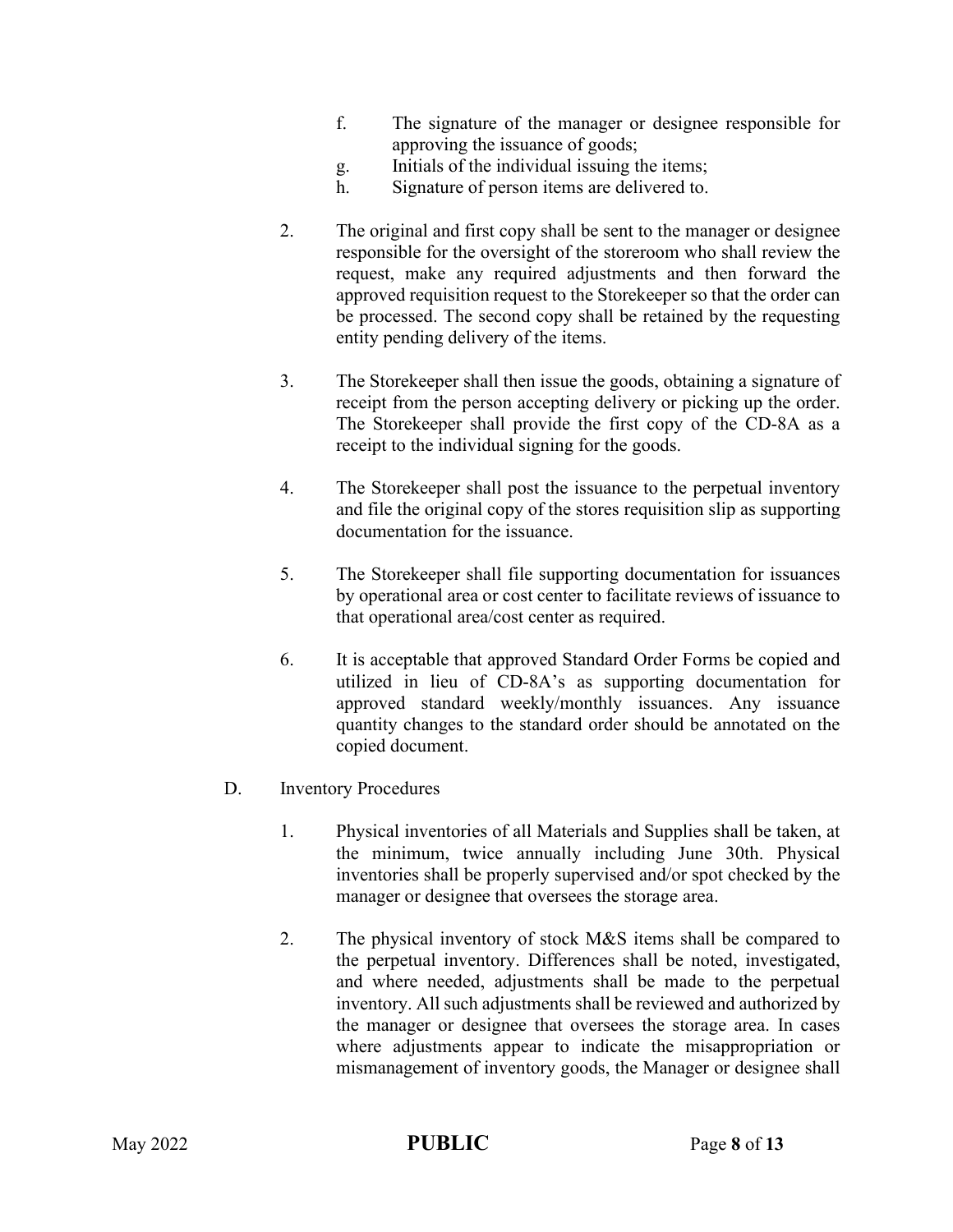f. The signature of the manager or designee responsible for approving the issuance of goods;

g. Initials of the individual issuing the items;

h. Signature of person items are delivered to.

2. The original and first copy shall be sent to the manager or designee responsible for the oversight of the storeroom who shall review the request, make any required adjustments and then forward the approved requisition request to the Storekeeper so that the order can be processed. The second copy shall be retained by the requesting entity pending delivery of the items.

3. The Storekeeper shall then issue the goods, obtaining a signature of receipt from the person accepting delivery or picking up the order. The Storekeeper shall provide the first copy of the CD-8A as a receipt to the individual signing for the goods.

4. The Storekeeper shall post the issuance to the perpetual inventory and file the original copy of the stores requisition slip as supporting documentation for the issuance.

5. The Storekeeper shall file supporting documentation for issuances by operational area or cost center to facilitate reviews of issuance to that operational area/cost center as required.

6. It is acceptable that approved Standard Order Forms be copied and utilized in lieu of CD-8A's as supporting documentation for approved standard weekly/monthly issuances. Any issuance quantity changes to the standard order should be annotated on the copied document.

D. Inventory Procedures

1. Physical inventories of all Materials and Supplies shall be taken, at the minimum, twice annually including June 30th. Physical inventories shall be properly supervised and/or spot checked by the manager or designee that oversees the storage area.

2. The physical inventory of stock M&S items shall be compared to the perpetual inventory. Differences shall be noted, investigated, and where needed, adjustments shall be made to the perpetual inventory. All such adjustments shall be reviewed and authorized by the manager or designee that oversees the storage area. In cases where adjustments appear to indicate the misappropriation or mismanagement of inventory goods, the Manager or designee shall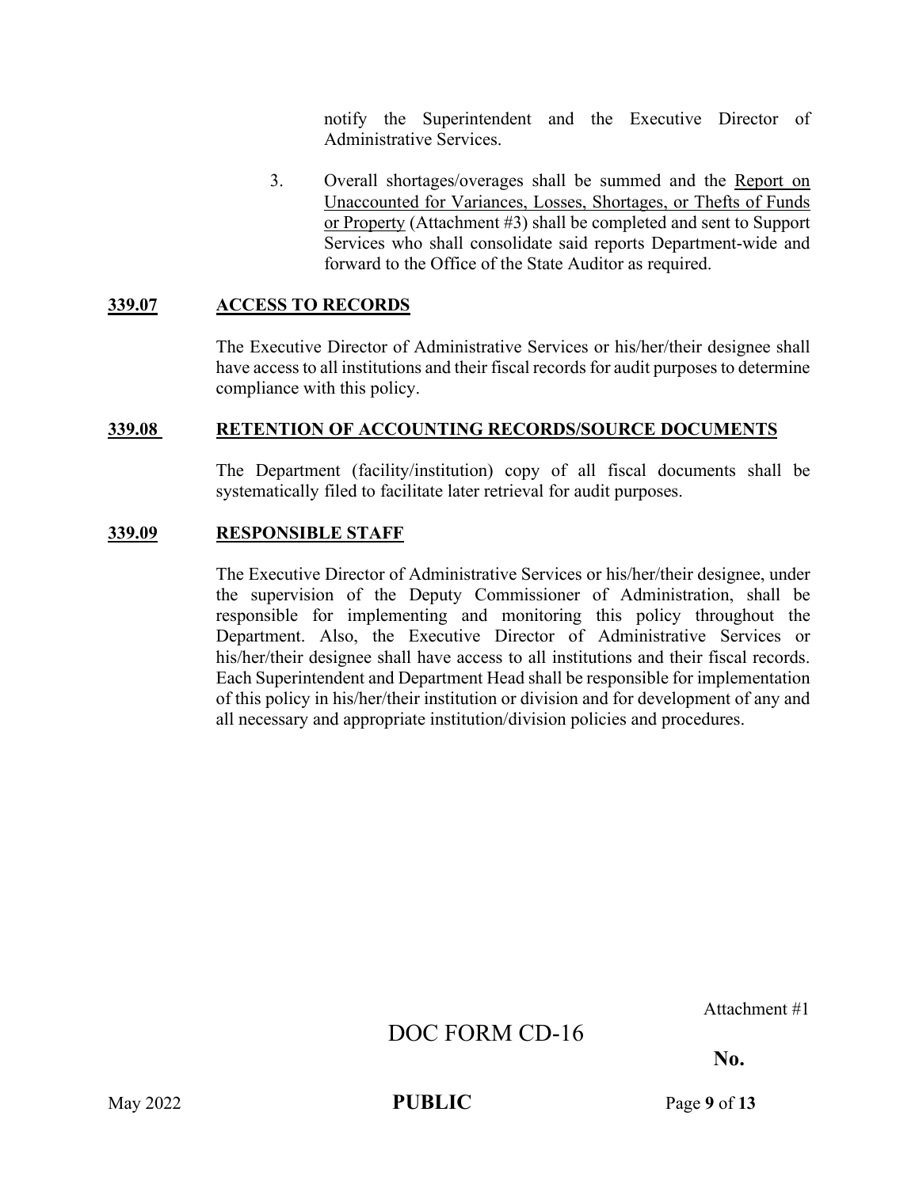notify the Superintendent and the Executive Director of Administrative Services.

3. Overall shortages/overages shall be summed and the Report on Unaccounted for Variances, Losses, Shortages, or Thefts of Funds or Property (Attachment #3) shall be completed and sent to Support Services who shall consolidate said reports Department-wide and forward to the Office of the State Auditor as required.

## 339.07 ACCESS TO RECORDS

The Executive Director of Administrative Services or his/her/their designee shall have access to all institutions and their fiscal records for audit purposes to determine compliance with this policy.

## 339.08 RETENTION OF ACCOUNTING RECORDS/SOURCE DOCUMENTS

The Department (facility/institution) copy of all fiscal documents shall be systematically filed to facilitate later retrieval for audit purposes.

## 339.09 RESPONSIBLE STAFF

The Executive Director of Administrative Services or his/her/their designee, under the supervision of the Deputy Commissioner of Administration, shall be responsible for implementing and monitoring this policy throughout the Department. Also, the Executive Director of Administrative Services or his/her/their designee shall have access to all institutions and their fiscal records. Each Superintendent and Department Head shall be responsible for implementation of this policy in his/her/their institution or division and for development of any and all necessary and appropriate institution/division policies and procedures.

Attachment #1

DOC FORM CD-16

**No.**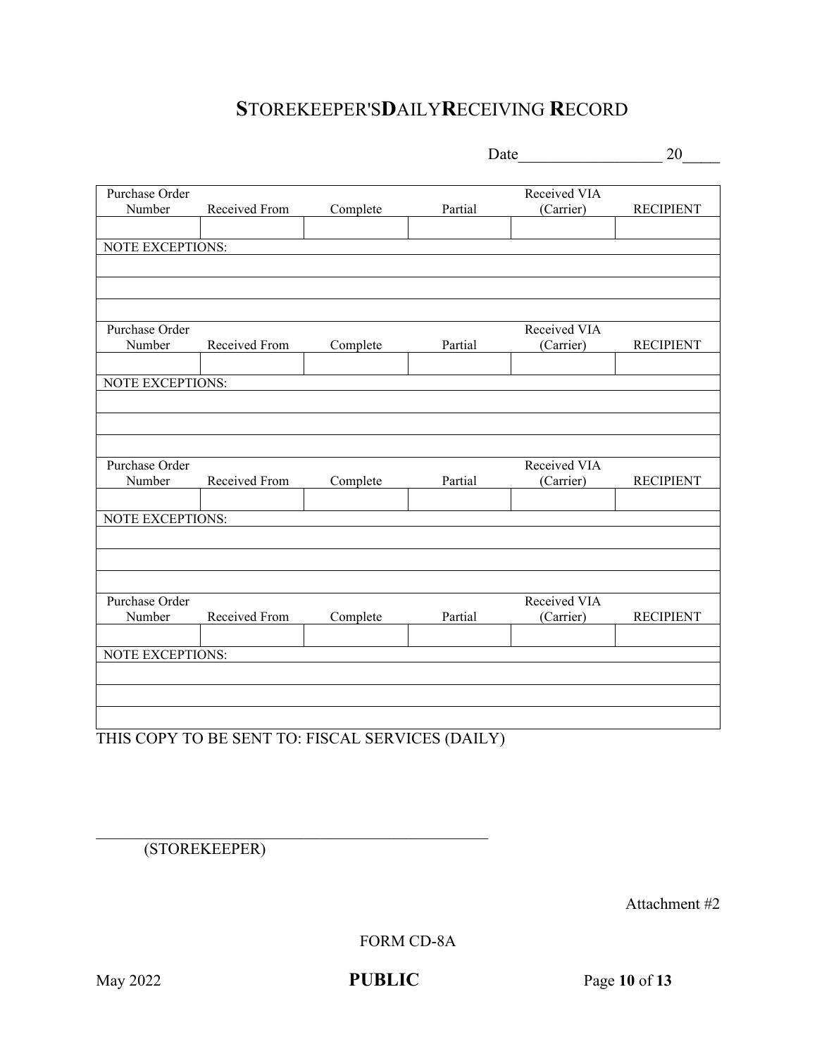# STOREKEEPER'S DAILY RECEIVING RECORD

Date__________________ 20_____

| Purchase Order Number | Received From | Complete | Partial | Received VIA (Carrier) | RECIPIENT |
|---|---|---|---|---|---|
| | | | | | |
| NOTE EXCEPTIONS: | | | | | |
| | | | | | |
| | | | | | |
| | | | | | |
| Purchase Order Number | Received From | Complete | Partial | Received VIA (Carrier) | RECIPIENT |
| | | | | | |
| NOTE EXCEPTIONS: | | | | | |
| | | | | | |
| | | | | | |
| | | | | | |
| Purchase Order Number | Received From | Complete | Partial | Received VIA (Carrier) | RECIPIENT |
| | | | | | |
| NOTE EXCEPTIONS: | | | | | |
| | | | | | |
| | | | | | |
| | | | | | |
| Purchase Order Number | Received From | Complete | Partial | Received VIA (Carrier) | RECIPIENT |
| | | | | | |
| NOTE EXCEPTIONS: | | | | | |
| | | | | | |
| | | | | | |
| | | | | | |

THIS COPY TO BE SENT TO: FISCAL SERVICES (DAILY)

\_\_\_\_\_\_\_\_\_\_\_\_\_\_\_\_\_\_\_\_\_\_\_\_\_\_\_\_\_\_\_\_\_\_\_\_\_\_\_\_\_\_\_\_\_\_\_\_

(STOREKEEPER)

Attachment #2

FORM CD-8A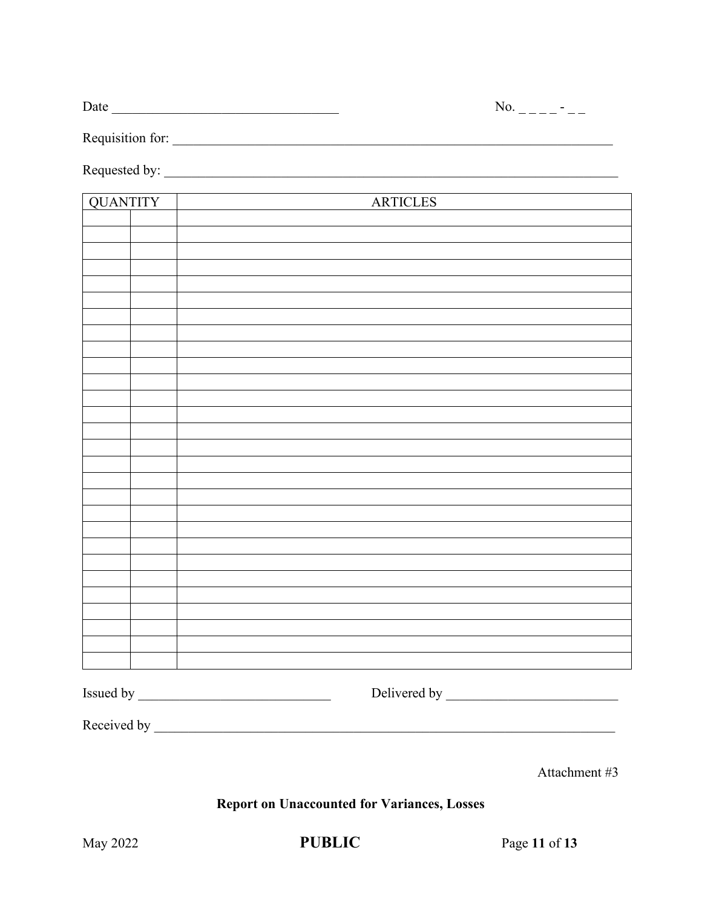Date __________________________________ No. _ _ _ _ - _ _

Requisition for: ___________________________________________________________________

Requested by: _____________________________________________________________________

| QUANTITY | | ARTICLES |
|---|---|---|
| | | |
| | | |
| | | |
| | | |
| | | |
| | | |
| | | |
| | | |
| | | |
| | | |
| | | |
| | | |
| | | |
| | | |
| | | |
| | | |
| | | |
| | | |
| | | |
| | | |
| | | |
| | | |
| | | |
| | | |
| | | |
| | | |
| | | |
| | | |

Issued by _____________________________ Delivered by __________________________

Received by _______________________________________________________________________

Attachment #3

**Report on Unaccounted for Variances, Losses**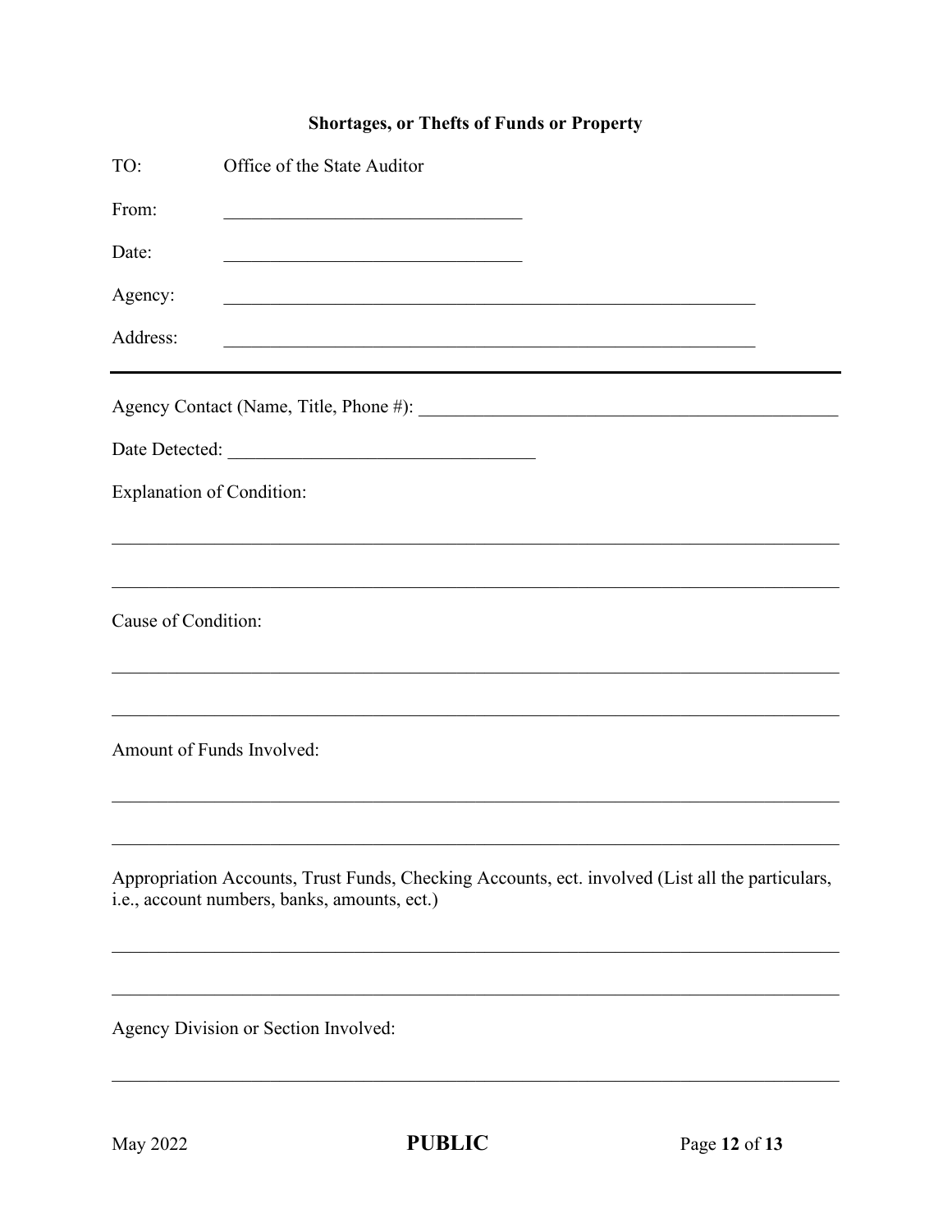## Shortages, or Thefts of Funds or Property

TO: Office of the State Auditor

From: \_\_\_\_\_\_\_\_\_\_\_\_\_\_\_\_\_\_\_\_\_\_\_\_\_\_\_\_\_\_\_\_

Date: \_\_\_\_\_\_\_\_\_\_\_\_\_\_\_\_\_\_\_\_\_\_\_\_\_\_\_\_\_\_\_\_

Agency: \_\_\_\_\_\_\_\_\_\_\_\_\_\_\_\_\_\_\_\_\_\_\_\_\_\_\_\_\_\_\_\_\_\_\_\_\_\_\_\_\_\_\_\_\_\_\_\_\_\_\_\_\_\_\_\_

Address: \_\_\_\_\_\_\_\_\_\_\_\_\_\_\_\_\_\_\_\_\_\_\_\_\_\_\_\_\_\_\_\_\_\_\_\_\_\_\_\_\_\_\_\_\_\_\_\_\_\_\_\_\_\_\_\_

---

Agency Contact (Name, Title, Phone #): \_\_\_\_\_\_\_\_\_\_\_\_\_\_\_\_\_\_\_\_\_\_\_\_\_\_\_\_\_\_\_\_\_\_\_\_\_\_\_\_\_\_\_\_

Date Detected: \_\_\_\_\_\_\_\_\_\_\_\_\_\_\_\_\_\_\_\_\_\_\_\_\_\_\_\_\_\_\_\_

Explanation of Condition:

\_\_\_\_\_\_\_\_\_\_\_\_\_\_\_\_\_\_\_\_\_\_\_\_\_\_\_\_\_\_\_\_\_\_\_\_\_\_\_\_\_\_\_\_\_\_\_\_\_\_\_\_\_\_\_\_\_\_\_\_\_\_\_\_\_\_\_\_\_\_\_\_\_\_\_\_

\_\_\_\_\_\_\_\_\_\_\_\_\_\_\_\_\_\_\_\_\_\_\_\_\_\_\_\_\_\_\_\_\_\_\_\_\_\_\_\_\_\_\_\_\_\_\_\_\_\_\_\_\_\_\_\_\_\_\_\_\_\_\_\_\_\_\_\_\_\_\_\_\_\_\_\_

Cause of Condition:

\_\_\_\_\_\_\_\_\_\_\_\_\_\_\_\_\_\_\_\_\_\_\_\_\_\_\_\_\_\_\_\_\_\_\_\_\_\_\_\_\_\_\_\_\_\_\_\_\_\_\_\_\_\_\_\_\_\_\_\_\_\_\_\_\_\_\_\_\_\_\_\_\_\_\_\_

\_\_\_\_\_\_\_\_\_\_\_\_\_\_\_\_\_\_\_\_\_\_\_\_\_\_\_\_\_\_\_\_\_\_\_\_\_\_\_\_\_\_\_\_\_\_\_\_\_\_\_\_\_\_\_\_\_\_\_\_\_\_\_\_\_\_\_\_\_\_\_\_\_\_\_\_

Amount of Funds Involved:

\_\_\_\_\_\_\_\_\_\_\_\_\_\_\_\_\_\_\_\_\_\_\_\_\_\_\_\_\_\_\_\_\_\_\_\_\_\_\_\_\_\_\_\_\_\_\_\_\_\_\_\_\_\_\_\_\_\_\_\_\_\_\_\_\_\_\_\_\_\_\_\_\_\_\_\_

\_\_\_\_\_\_\_\_\_\_\_\_\_\_\_\_\_\_\_\_\_\_\_\_\_\_\_\_\_\_\_\_\_\_\_\_\_\_\_\_\_\_\_\_\_\_\_\_\_\_\_\_\_\_\_\_\_\_\_\_\_\_\_\_\_\_\_\_\_\_\_\_\_\_\_\_

Appropriation Accounts, Trust Funds, Checking Accounts, ect. involved (List all the particulars, i.e., account numbers, banks, amounts, ect.)

\_\_\_\_\_\_\_\_\_\_\_\_\_\_\_\_\_\_\_\_\_\_\_\_\_\_\_\_\_\_\_\_\_\_\_\_\_\_\_\_\_\_\_\_\_\_\_\_\_\_\_\_\_\_\_\_\_\_\_\_\_\_\_\_\_\_\_\_\_\_\_\_\_\_\_\_

\_\_\_\_\_\_\_\_\_\_\_\_\_\_\_\_\_\_\_\_\_\_\_\_\_\_\_\_\_\_\_\_\_\_\_\_\_\_\_\_\_\_\_\_\_\_\_\_\_\_\_\_\_\_\_\_\_\_\_\_\_\_\_\_\_\_\_\_\_\_\_\_\_\_\_\_

Agency Division or Section Involved:

\_\_\_\_\_\_\_\_\_\_\_\_\_\_\_\_\_\_\_\_\_\_\_\_\_\_\_\_\_\_\_\_\_\_\_\_\_\_\_\_\_\_\_\_\_\_\_\_\_\_\_\_\_\_\_\_\_\_\_\_\_\_\_\_\_\_\_\_\_\_\_\_\_\_\_\_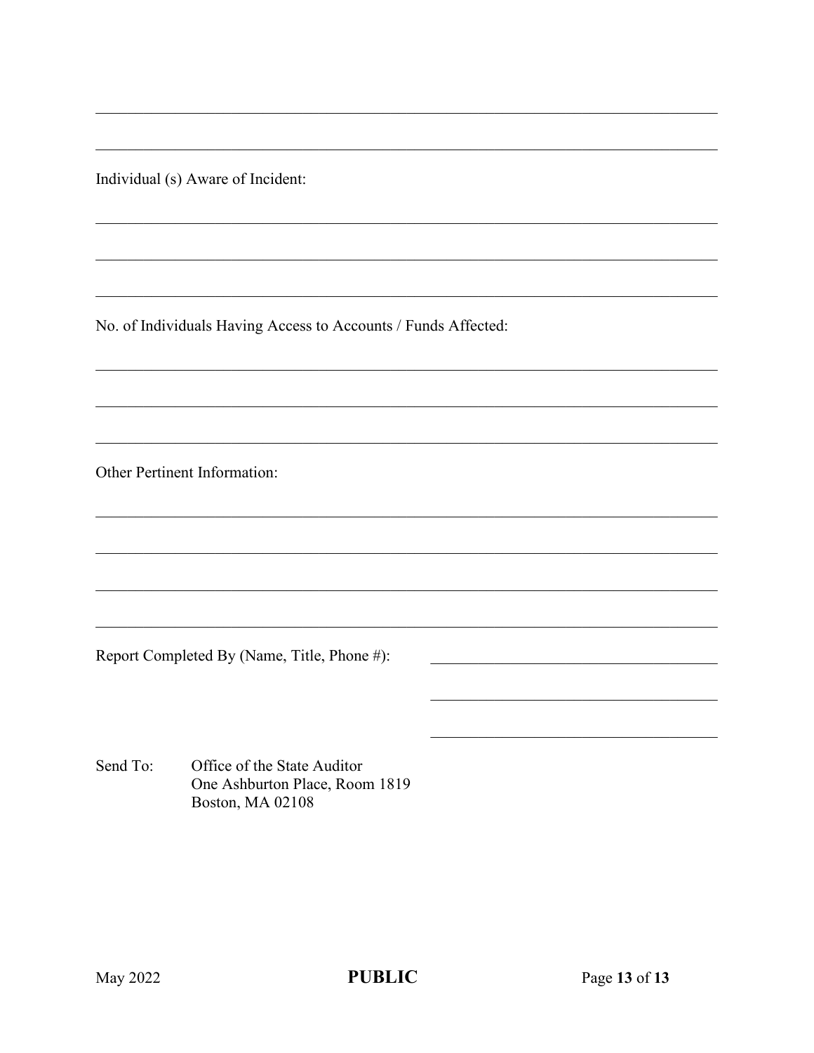\_\_\_\_\_\_\_\_\_\_\_\_\_\_\_\_\_\_\_\_\_\_\_\_\_\_\_\_\_\_\_\_\_\_\_\_\_\_\_\_\_\_\_\_\_\_\_\_\_\_\_\_\_\_\_\_\_\_\_\_\_\_\_\_\_\_\_\_\_\_

\_\_\_\_\_\_\_\_\_\_\_\_\_\_\_\_\_\_\_\_\_\_\_\_\_\_\_\_\_\_\_\_\_\_\_\_\_\_\_\_\_\_\_\_\_\_\_\_\_\_\_\_\_\_\_\_\_\_\_\_\_\_\_\_\_\_\_\_\_\_

Individual (s) Aware of Incident:

\_\_\_\_\_\_\_\_\_\_\_\_\_\_\_\_\_\_\_\_\_\_\_\_\_\_\_\_\_\_\_\_\_\_\_\_\_\_\_\_\_\_\_\_\_\_\_\_\_\_\_\_\_\_\_\_\_\_\_\_\_\_\_\_\_\_\_\_\_\_

\_\_\_\_\_\_\_\_\_\_\_\_\_\_\_\_\_\_\_\_\_\_\_\_\_\_\_\_\_\_\_\_\_\_\_\_\_\_\_\_\_\_\_\_\_\_\_\_\_\_\_\_\_\_\_\_\_\_\_\_\_\_\_\_\_\_\_\_\_\_

\_\_\_\_\_\_\_\_\_\_\_\_\_\_\_\_\_\_\_\_\_\_\_\_\_\_\_\_\_\_\_\_\_\_\_\_\_\_\_\_\_\_\_\_\_\_\_\_\_\_\_\_\_\_\_\_\_\_\_\_\_\_\_\_\_\_\_\_\_\_

No. of Individuals Having Access to Accounts / Funds Affected:

\_\_\_\_\_\_\_\_\_\_\_\_\_\_\_\_\_\_\_\_\_\_\_\_\_\_\_\_\_\_\_\_\_\_\_\_\_\_\_\_\_\_\_\_\_\_\_\_\_\_\_\_\_\_\_\_\_\_\_\_\_\_\_\_\_\_\_\_\_\_

\_\_\_\_\_\_\_\_\_\_\_\_\_\_\_\_\_\_\_\_\_\_\_\_\_\_\_\_\_\_\_\_\_\_\_\_\_\_\_\_\_\_\_\_\_\_\_\_\_\_\_\_\_\_\_\_\_\_\_\_\_\_\_\_\_\_\_\_\_\_

\_\_\_\_\_\_\_\_\_\_\_\_\_\_\_\_\_\_\_\_\_\_\_\_\_\_\_\_\_\_\_\_\_\_\_\_\_\_\_\_\_\_\_\_\_\_\_\_\_\_\_\_\_\_\_\_\_\_\_\_\_\_\_\_\_\_\_\_\_\_

Other Pertinent Information:

\_\_\_\_\_\_\_\_\_\_\_\_\_\_\_\_\_\_\_\_\_\_\_\_\_\_\_\_\_\_\_\_\_\_\_\_\_\_\_\_\_\_\_\_\_\_\_\_\_\_\_\_\_\_\_\_\_\_\_\_\_\_\_\_\_\_\_\_\_\_

\_\_\_\_\_\_\_\_\_\_\_\_\_\_\_\_\_\_\_\_\_\_\_\_\_\_\_\_\_\_\_\_\_\_\_\_\_\_\_\_\_\_\_\_\_\_\_\_\_\_\_\_\_\_\_\_\_\_\_\_\_\_\_\_\_\_\_\_\_\_

\_\_\_\_\_\_\_\_\_\_\_\_\_\_\_\_\_\_\_\_\_\_\_\_\_\_\_\_\_\_\_\_\_\_\_\_\_\_\_\_\_\_\_\_\_\_\_\_\_\_\_\_\_\_\_\_\_\_\_\_\_\_\_\_\_\_\_\_\_\_

\_\_\_\_\_\_\_\_\_\_\_\_\_\_\_\_\_\_\_\_\_\_\_\_\_\_\_\_\_\_\_\_\_\_\_\_\_\_\_\_\_\_\_\_\_\_\_\_\_\_\_\_\_\_\_\_\_\_\_\_\_\_\_\_\_\_\_\_\_\_

Report Completed By (Name, Title, Phone #): \_\_\_\_\_\_\_\_\_\_\_\_\_\_\_\_\_\_\_\_\_\_\_\_\_\_\_\_\_\_\_\_\_\_

\_\_\_\_\_\_\_\_\_\_\_\_\_\_\_\_\_\_\_\_\_\_\_\_\_\_\_\_\_\_\_\_\_\_

\_\_\_\_\_\_\_\_\_\_\_\_\_\_\_\_\_\_\_\_\_\_\_\_\_\_\_\_\_\_\_\_\_\_

Send To: Office of the State Auditor
One Ashburton Place, Room 1819
Boston, MA 02108

**PUBLIC**